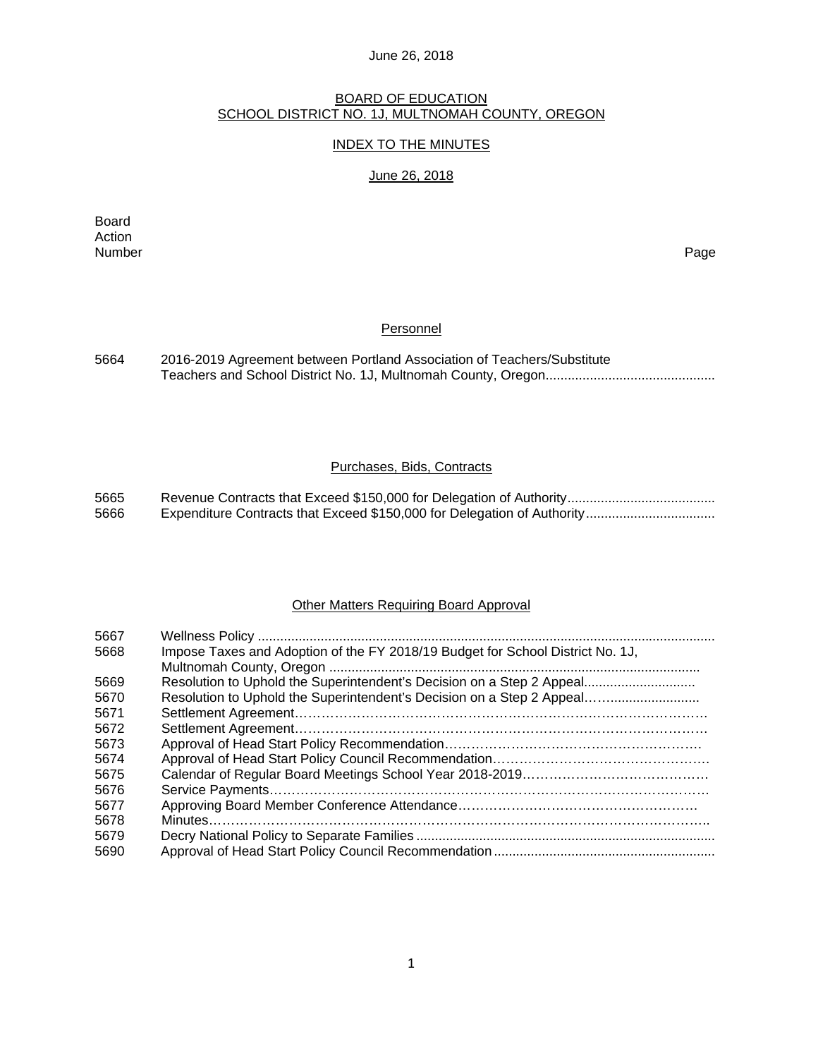June 26, 2018

# BOARD OF EDUCATION
# SCHOOL DISTRICT NO. 1J, MULTNOMAH COUNTY, OREGON

## INDEX TO THE MINUTES

## June 26, 2018

| Board Action Number | | Page |
|---|---|---|
| | **Personnel** | |
| 5664 | 2016-2019 Agreement between Portland Association of Teachers/Substitute Teachers and School District No. 1J, Multnomah County, Oregon | |
| | **Purchases, Bids, Contracts** | |
| 5665 | Revenue Contracts that Exceed $150,000 for Delegation of Authority | |
| 5666 | Expenditure Contracts that Exceed $150,000 for Delegation of Authority | |
| | **Other Matters Requiring Board Approval** | |
| 5667 | Wellness Policy | |
| 5668 | Impose Taxes and Adoption of the FY 2018/19 Budget for School District No. 1J, Multnomah County, Oregon | |
| 5669 | Resolution to Uphold the Superintendent's Decision on a Step 2 Appeal | |
| 5670 | Resolution to Uphold the Superintendent's Decision on a Step 2 Appeal | |
| 5671 | Settlement Agreement | |
| 5672 | Settlement Agreement | |
| 5673 | Approval of Head Start Policy Recommendation | |
| 5674 | Approval of Head Start Policy Council Recommendation | |
| 5675 | Calendar of Regular Board Meetings School Year 2018-2019 | |
| 5676 | Service Payments | |
| 5677 | Approving Board Member Conference Attendance | |
| 5678 | Minutes | |
| 5679 | Decry National Policy to Separate Families | |
| 5690 | Approval of Head Start Policy Council Recommendation | |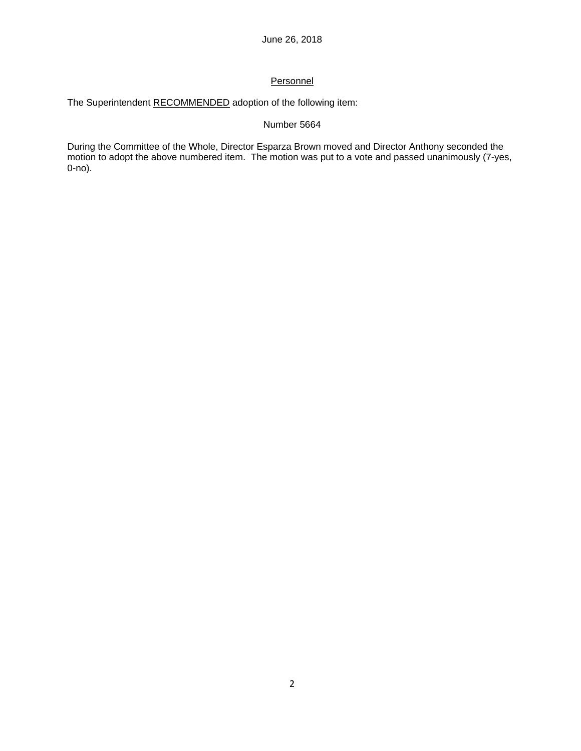June 26, 2018

## Personnel

The Superintendent RECOMMENDED adoption of the following item:

Number 5664

During the Committee of the Whole, Director Esparza Brown moved and Director Anthony seconded the motion to adopt the above numbered item. The motion was put to a vote and passed unanimously (7-yes, 0-no).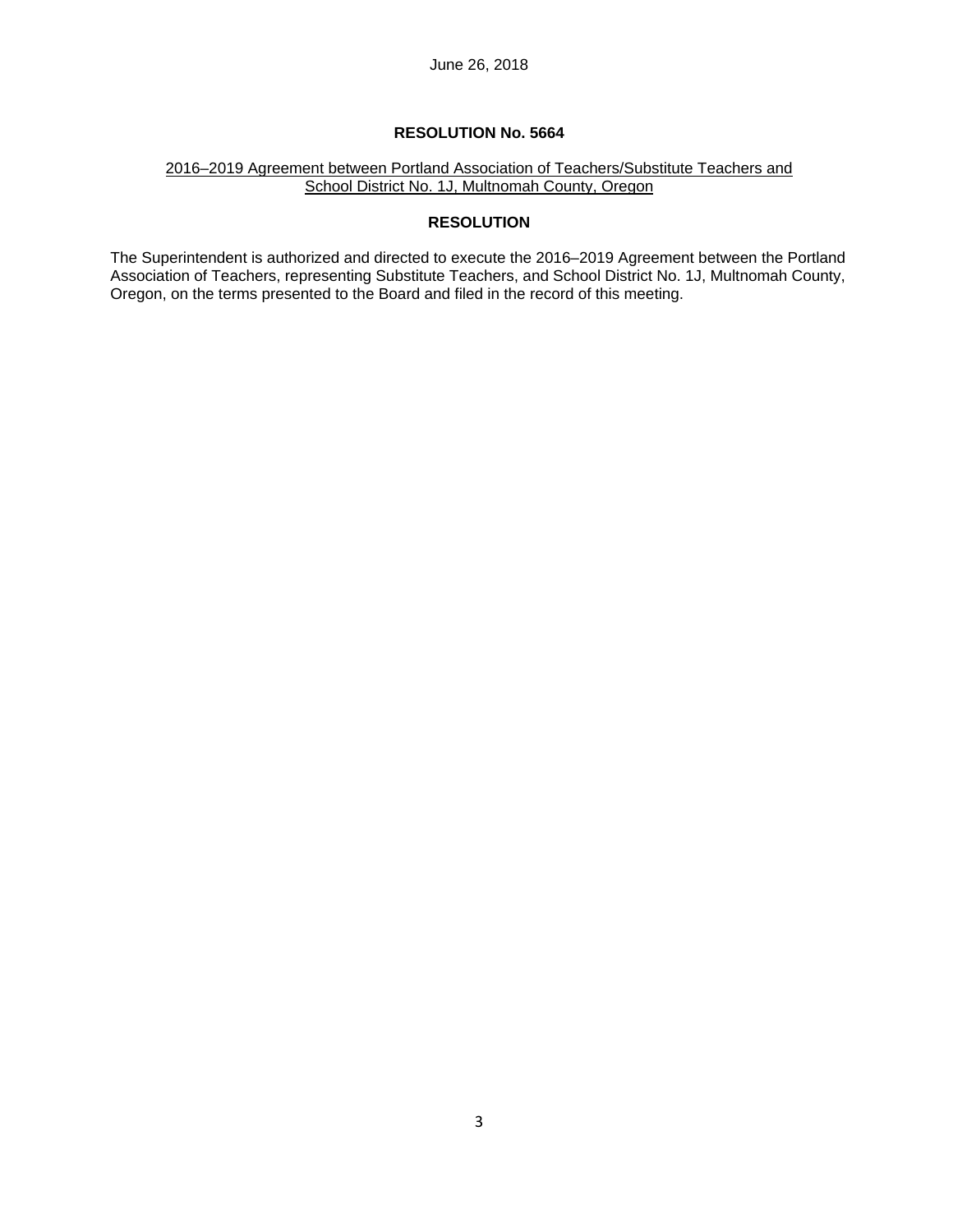June 26, 2018

# RESOLUTION No. 5664

2016–2019 Agreement between Portland Association of Teachers/Substitute Teachers and School District No. 1J, Multnomah County, Oregon

## RESOLUTION

The Superintendent is authorized and directed to execute the 2016–2019 Agreement between the Portland Association of Teachers, representing Substitute Teachers, and School District No. 1J, Multnomah County, Oregon, on the terms presented to the Board and filed in the record of this meeting.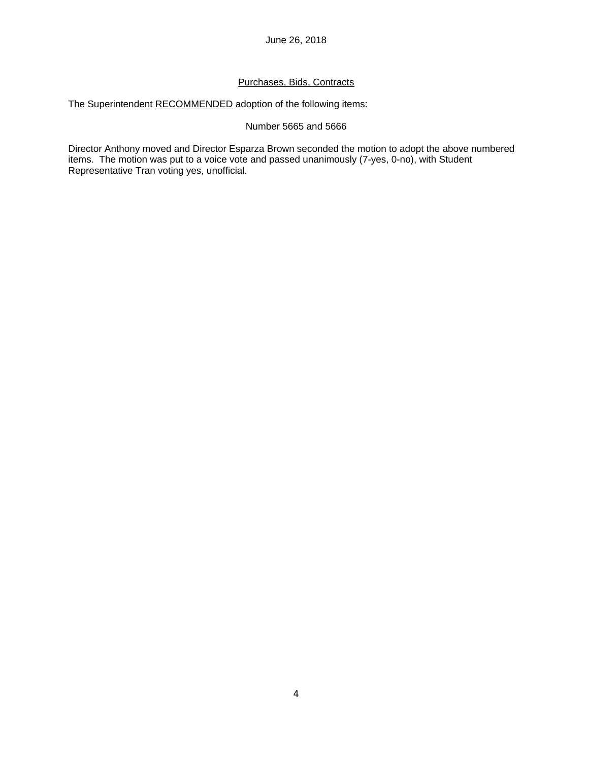June 26, 2018

## Purchases, Bids, Contracts

The Superintendent RECOMMENDED adoption of the following items:

Number 5665 and 5666

Director Anthony moved and Director Esparza Brown seconded the motion to adopt the above numbered items. The motion was put to a voice vote and passed unanimously (7-yes, 0-no), with Student Representative Tran voting yes, unofficial.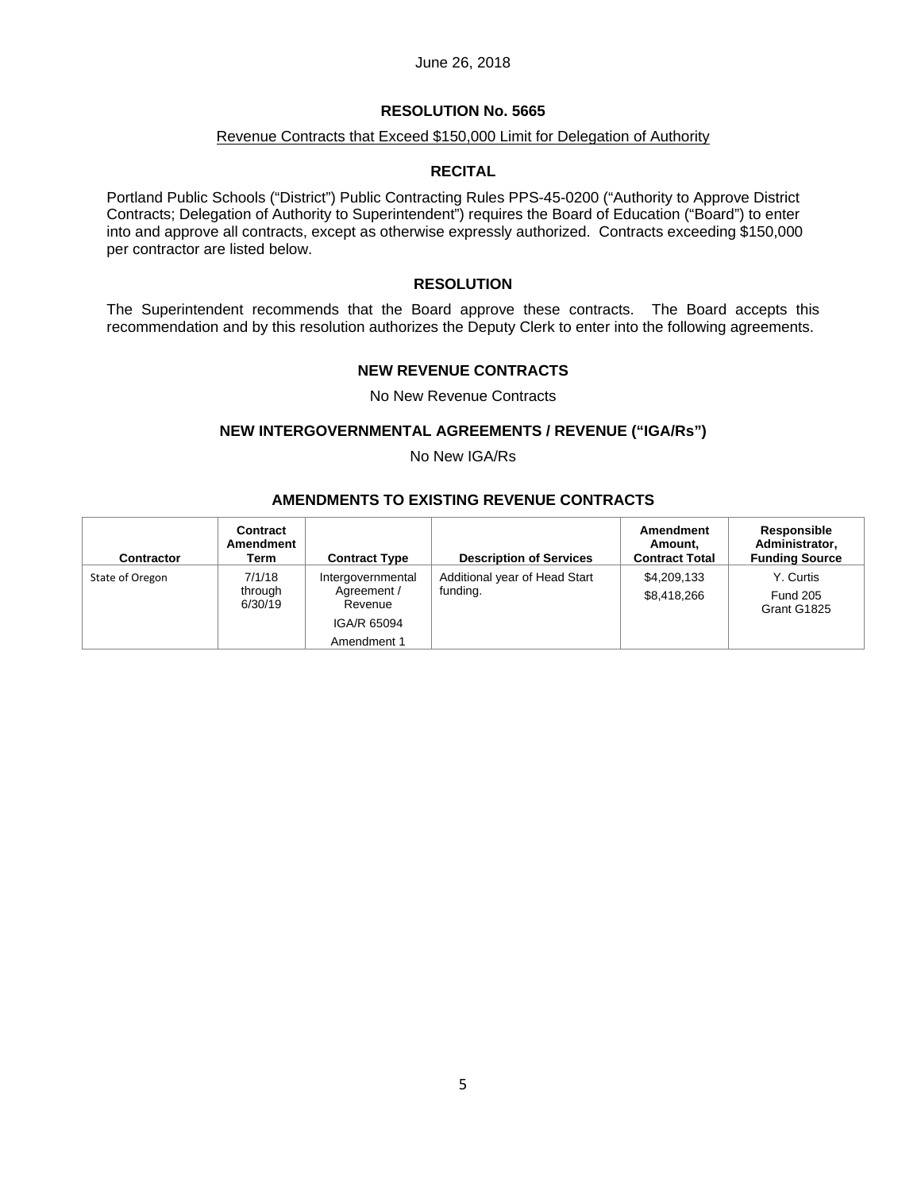June 26, 2018

# RESOLUTION No. 5665

Revenue Contracts that Exceed $150,000 Limit for Delegation of Authority

## RECITAL

Portland Public Schools ("District") Public Contracting Rules PPS-45-0200 ("Authority to Approve District Contracts; Delegation of Authority to Superintendent") requires the Board of Education ("Board") to enter into and approve all contracts, except as otherwise expressly authorized. Contracts exceeding $150,000 per contractor are listed below.

## RESOLUTION

The Superintendent recommends that the Board approve these contracts. The Board accepts this recommendation and by this resolution authorizes the Deputy Clerk to enter into the following agreements.

### NEW REVENUE CONTRACTS

No New Revenue Contracts

### NEW INTERGOVERNMENTAL AGREEMENTS / REVENUE ("IGA/Rs")

No New IGA/Rs

### AMENDMENTS TO EXISTING REVENUE CONTRACTS

| Contractor | Contract Amendment Term | Contract Type | Description of Services | Amendment Amount, Contract Total | Responsible Administrator, Funding Source |
|---|---|---|---|---|---|
| State of Oregon | 7/1/18 through 6/30/19 | Intergovernmental Agreement / Revenue<br>IGA/R 65094<br>Amendment 1 | Additional year of Head Start funding. | $4,209,133<br>$8,418,266 | Y. Curtis<br>Fund 205<br>Grant G1825 |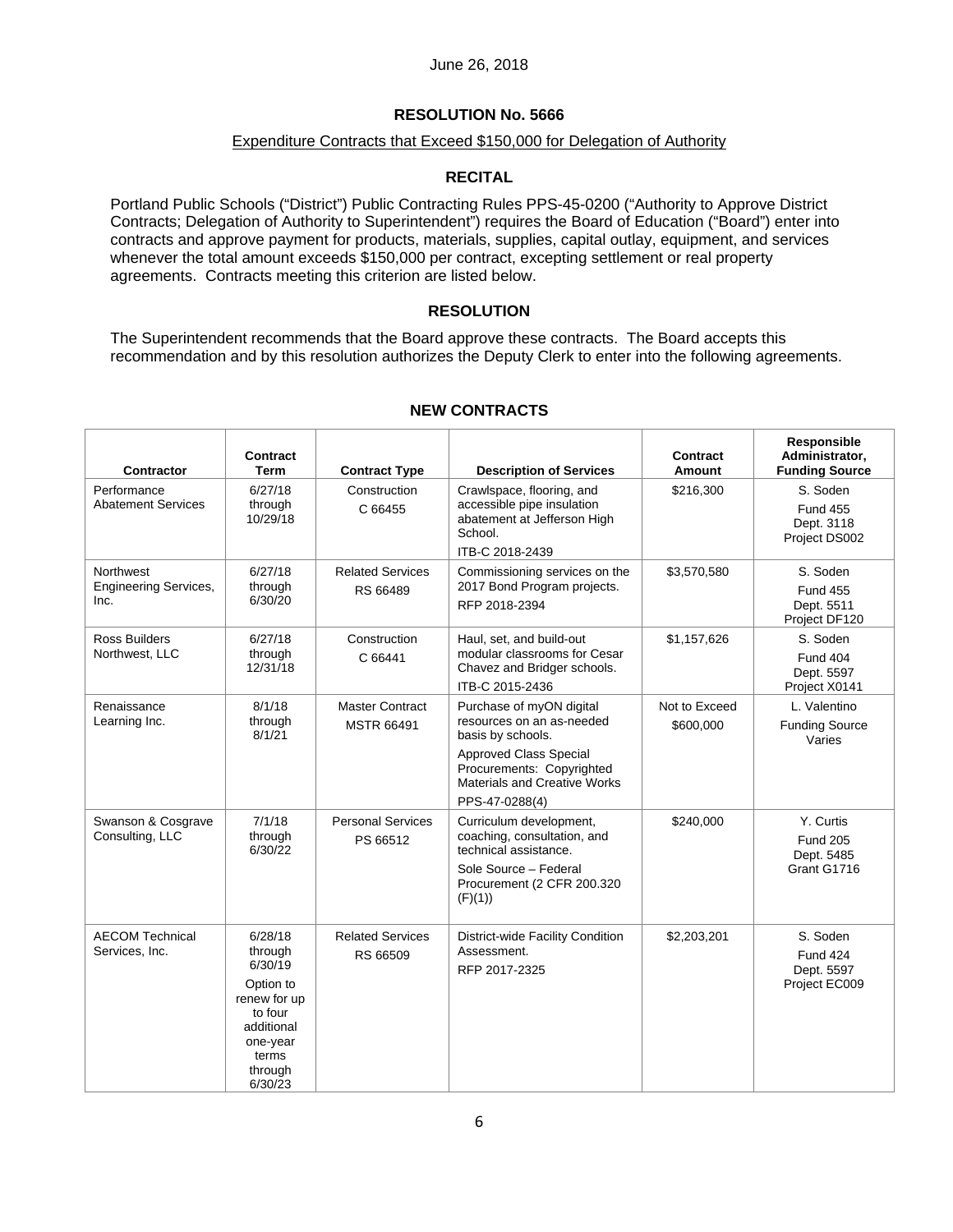June 26, 2018

## RESOLUTION No. 5666

Expenditure Contracts that Exceed $150,000 for Delegation of Authority

### RECITAL

Portland Public Schools ("District") Public Contracting Rules PPS-45-0200 ("Authority to Approve District Contracts; Delegation of Authority to Superintendent") requires the Board of Education ("Board") enter into contracts and approve payment for products, materials, supplies, capital outlay, equipment, and services whenever the total amount exceeds $150,000 per contract, excepting settlement or real property agreements. Contracts meeting this criterion are listed below.

### RESOLUTION

The Superintendent recommends that the Board approve these contracts. The Board accepts this recommendation and by this resolution authorizes the Deputy Clerk to enter into the following agreements.

### NEW CONTRACTS

| Contractor | Contract Term | Contract Type | Description of Services | Contract Amount | Responsible Administrator, Funding Source |
|---|---|---|---|---|---|
| Performance Abatement Services | 6/27/18 through 10/29/18 | Construction C 66455 | Crawlspace, flooring, and accessible pipe insulation abatement at Jefferson High School. ITB-C 2018-2439 | $216,300 | S. Soden Fund 455 Dept. 3118 Project DS002 |
| Northwest Engineering Services, Inc. | 6/27/18 through 6/30/20 | Related Services RS 66489 | Commissioning services on the 2017 Bond Program projects. RFP 2018-2394 | $3,570,580 | S. Soden Fund 455 Dept. 5511 Project DF120 |
| Ross Builders Northwest, LLC | 6/27/18 through 12/31/18 | Construction C 66441 | Haul, set, and build-out modular classrooms for Cesar Chavez and Bridger schools. ITB-C 2015-2436 | $1,157,626 | S. Soden Fund 404 Dept. 5597 Project X0141 |
| Renaissance Learning Inc. | 8/1/18 through 8/1/21 | Master Contract MSTR 66491 | Purchase of myON digital resources on an as-needed basis by schools. Approved Class Special Procurements: Copyrighted Materials and Creative Works PPS-47-0288(4) | Not to Exceed $600,000 | L. Valentino Funding Source Varies |
| Swanson & Cosgrave Consulting, LLC | 7/1/18 through 6/30/22 | Personal Services PS 66512 | Curriculum development, coaching, consultation, and technical assistance. Sole Source – Federal Procurement (2 CFR 200.320 (F)(1)) | $240,000 | Y. Curtis Fund 205 Dept. 5485 Grant G1716 |
| AECOM Technical Services, Inc. | 6/28/18 through 6/30/19 Option to renew for up to four additional one-year terms through 6/30/23 | Related Services RS 66509 | District-wide Facility Condition Assessment. RFP 2017-2325 | $2,203,201 | S. Soden Fund 424 Dept. 5597 Project EC009 |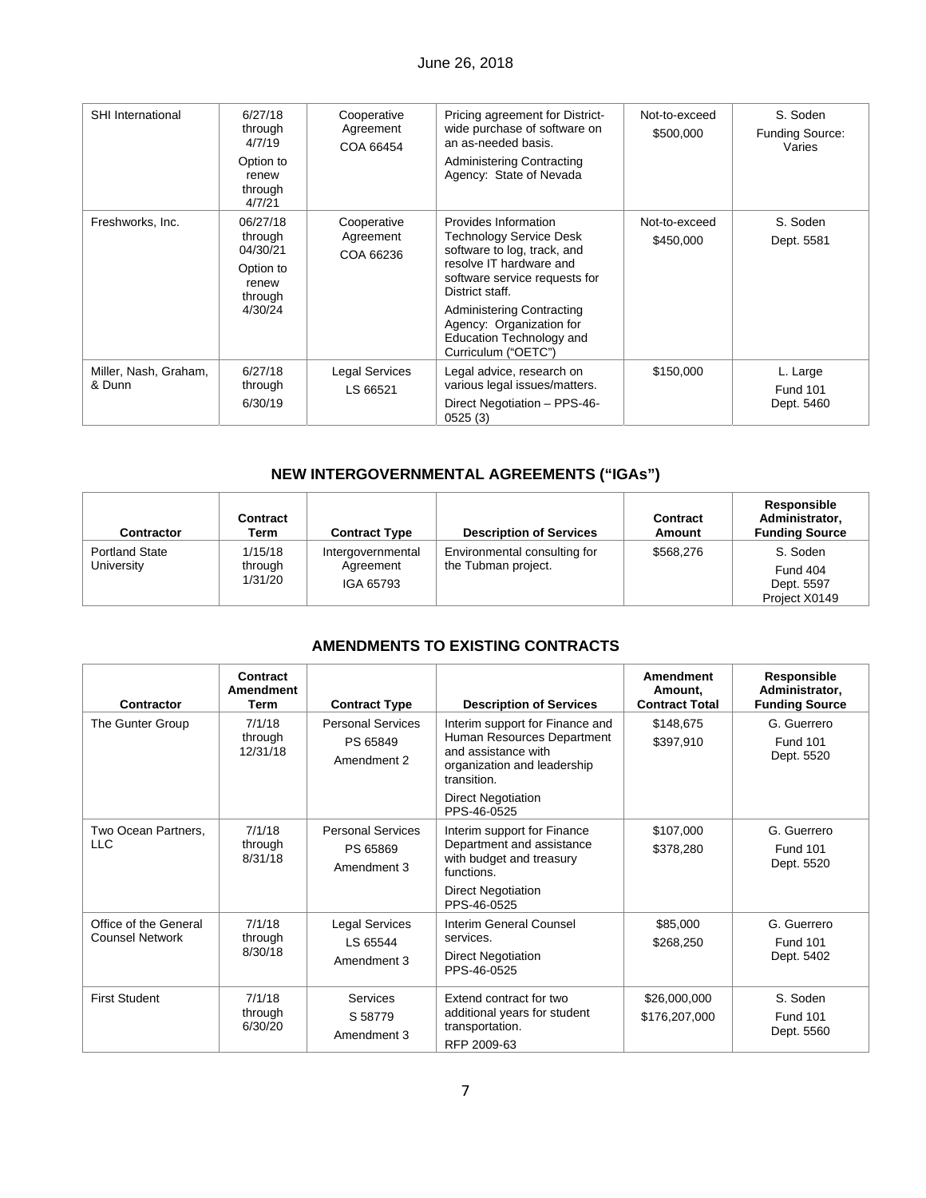June 26, 2018

| | | | | | |
|---|---|---|---|---|---|
| SHI International | 6/27/18 through 4/7/19<br>Option to renew through 4/7/21 | Cooperative Agreement<br>COA 66454 | Pricing agreement for District-wide purchase of software on an as-needed basis.<br>Administering Contracting Agency: State of Nevada | Not-to-exceed<br>$500,000 | S. Soden<br>Funding Source: Varies |
| Freshworks, Inc. | 06/27/18 through 04/30/21<br>Option to renew through 4/30/24 | Cooperative Agreement<br>COA 66236 | Provides Information Technology Service Desk software to log, track, and resolve IT hardware and software service requests for District staff.<br>Administering Contracting Agency: Organization for Education Technology and Curriculum ("OETC") | Not-to-exceed<br>$450,000 | S. Soden<br>Dept. 5581 |
| Miller, Nash, Graham, & Dunn | 6/27/18 through 6/30/19 | Legal Services<br>LS 66521 | Legal advice, research on various legal issues/matters.<br>Direct Negotiation – PPS-46-0525 (3) | $150,000 | L. Large<br>Fund 101<br>Dept. 5460 |

## NEW INTERGOVERNMENTAL AGREEMENTS ("IGAs")

| Contractor | Contract Term | Contract Type | Description of Services | Contract Amount | Responsible Administrator, Funding Source |
|---|---|---|---|---|---|
| Portland State University | 1/15/18 through 1/31/20 | Intergovernmental Agreement<br>IGA 65793 | Environmental consulting for the Tubman project. | $568,276 | S. Soden<br>Fund 404<br>Dept. 5597<br>Project X0149 |

## AMENDMENTS TO EXISTING CONTRACTS

| Contractor | Contract Amendment Term | Contract Type | Description of Services | Amendment Amount, Contract Total | Responsible Administrator, Funding Source |
|---|---|---|---|---|---|
| The Gunter Group | 7/1/18 through 12/31/18 | Personal Services<br>PS 65849<br>Amendment 2 | Interim support for Finance and Human Resources Department and assistance with organization and leadership transition.<br>Direct Negotiation PPS-46-0525 | $148,675<br>$397,910 | G. Guerrero<br>Fund 101<br>Dept. 5520 |
| Two Ocean Partners, LLC | 7/1/18 through 8/31/18 | Personal Services<br>PS 65869<br>Amendment 3 | Interim support for Finance Department and assistance with budget and treasury functions.<br>Direct Negotiation PPS-46-0525 | $107,000<br>$378,280 | G. Guerrero<br>Fund 101<br>Dept. 5520 |
| Office of the General Counsel Network | 7/1/18 through 8/30/18 | Legal Services<br>LS 65544<br>Amendment 3 | Interim General Counsel services.<br>Direct Negotiation PPS-46-0525 | $85,000<br>$268,250 | G. Guerrero<br>Fund 101<br>Dept. 5402 |
| First Student | 7/1/18 through 6/30/20 | Services<br>S 58779<br>Amendment 3 | Extend contract for two additional years for student transportation.<br>RFP 2009-63 | $26,000,000<br>$176,207,000 | S. Soden<br>Fund 101<br>Dept. 5560 |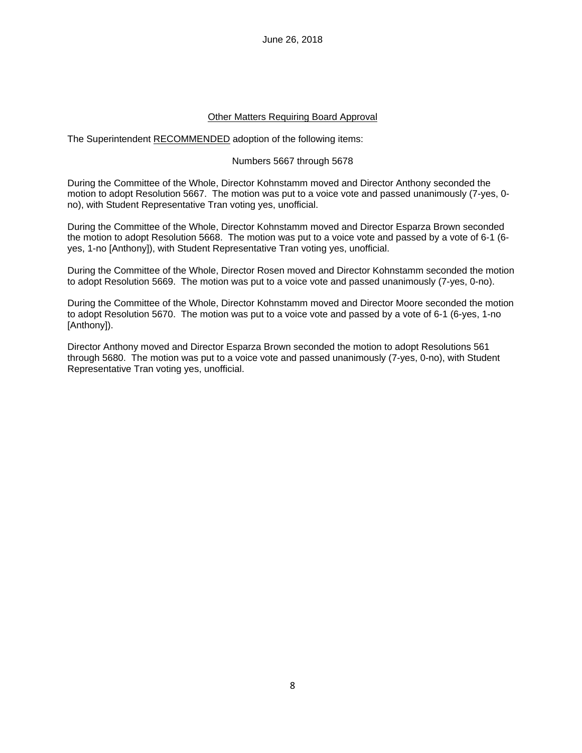June 26, 2018

## Other Matters Requiring Board Approval

The Superintendent RECOMMENDED adoption of the following items:

Numbers 5667 through 5678

During the Committee of the Whole, Director Kohnstamm moved and Director Anthony seconded the motion to adopt Resolution 5667. The motion was put to a voice vote and passed unanimously (7-yes, 0-no), with Student Representative Tran voting yes, unofficial.

During the Committee of the Whole, Director Kohnstamm moved and Director Esparza Brown seconded the motion to adopt Resolution 5668. The motion was put to a voice vote and passed by a vote of 6-1 (6-yes, 1-no [Anthony]), with Student Representative Tran voting yes, unofficial.

During the Committee of the Whole, Director Rosen moved and Director Kohnstamm seconded the motion to adopt Resolution 5669. The motion was put to a voice vote and passed unanimously (7-yes, 0-no).

During the Committee of the Whole, Director Kohnstamm moved and Director Moore seconded the motion to adopt Resolution 5670. The motion was put to a voice vote and passed by a vote of 6-1 (6-yes, 1-no [Anthony]).

Director Anthony moved and Director Esparza Brown seconded the motion to adopt Resolutions 561 through 5680. The motion was put to a voice vote and passed unanimously (7-yes, 0-no), with Student Representative Tran voting yes, unofficial.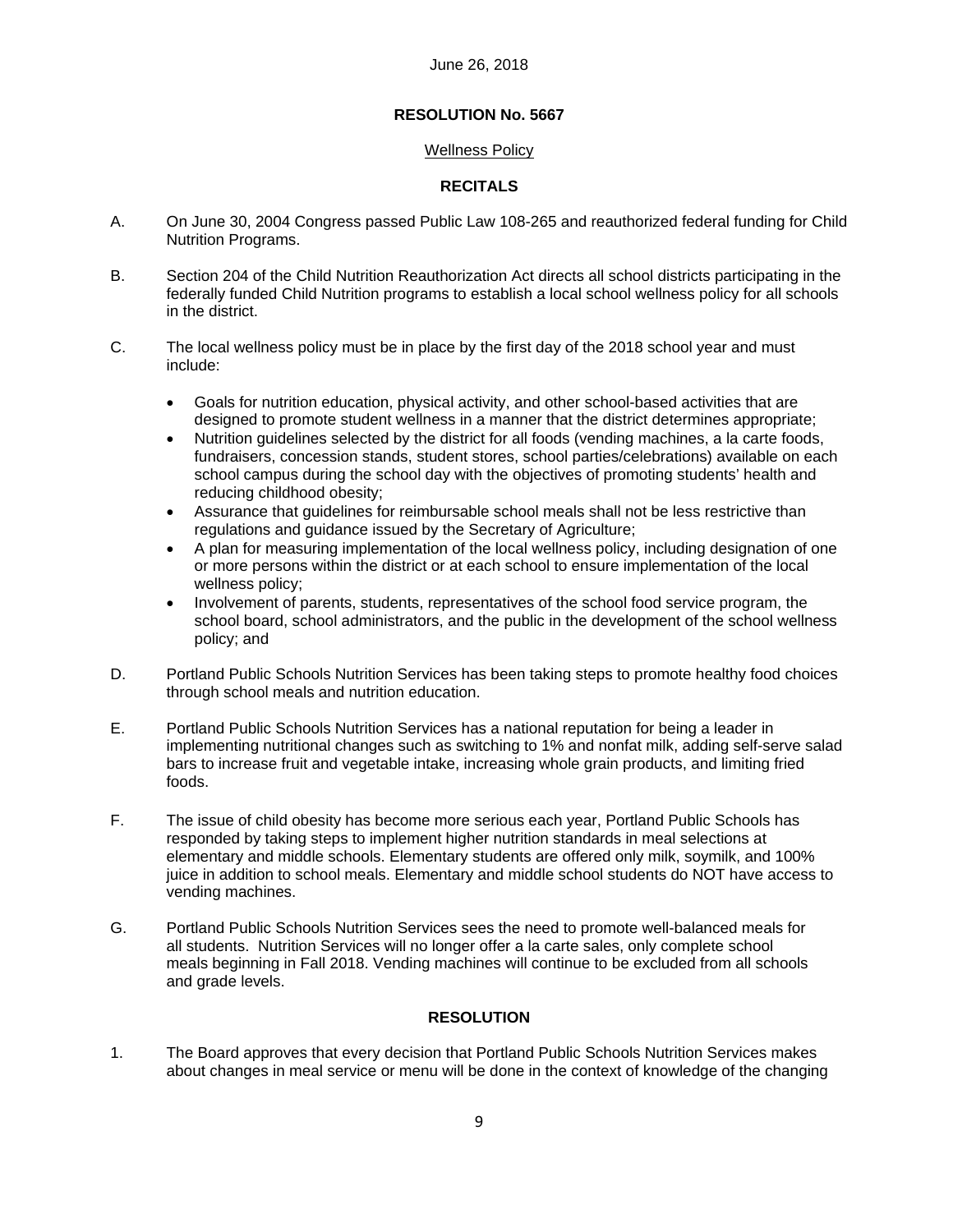June 26, 2018

**RESOLUTION No. 5667**

Wellness Policy

**RECITALS**

A. On June 30, 2004 Congress passed Public Law 108-265 and reauthorized federal funding for Child Nutrition Programs.

B. Section 204 of the Child Nutrition Reauthorization Act directs all school districts participating in the federally funded Child Nutrition programs to establish a local school wellness policy for all schools in the district.

C. The local wellness policy must be in place by the first day of the 2018 school year and must include:

- Goals for nutrition education, physical activity, and other school-based activities that are designed to promote student wellness in a manner that the district determines appropriate;
- Nutrition guidelines selected by the district for all foods (vending machines, a la carte foods, fundraisers, concession stands, student stores, school parties/celebrations) available on each school campus during the school day with the objectives of promoting students' health and reducing childhood obesity;
- Assurance that guidelines for reimbursable school meals shall not be less restrictive than regulations and guidance issued by the Secretary of Agriculture;
- A plan for measuring implementation of the local wellness policy, including designation of one or more persons within the district or at each school to ensure implementation of the local wellness policy;
- Involvement of parents, students, representatives of the school food service program, the school board, school administrators, and the public in the development of the school wellness policy; and

D. Portland Public Schools Nutrition Services has been taking steps to promote healthy food choices through school meals and nutrition education.

E. Portland Public Schools Nutrition Services has a national reputation for being a leader in implementing nutritional changes such as switching to 1% and nonfat milk, adding self-serve salad bars to increase fruit and vegetable intake, increasing whole grain products, and limiting fried foods.

F. The issue of child obesity has become more serious each year, Portland Public Schools has responded by taking steps to implement higher nutrition standards in meal selections at elementary and middle schools. Elementary students are offered only milk, soymilk, and 100% juice in addition to school meals. Elementary and middle school students do NOT have access to vending machines.

G. Portland Public Schools Nutrition Services sees the need to promote well-balanced meals for all students. Nutrition Services will no longer offer a la carte sales, only complete school meals beginning in Fall 2018. Vending machines will continue to be excluded from all schools and grade levels.

**RESOLUTION**

1. The Board approves that every decision that Portland Public Schools Nutrition Services makes about changes in meal service or menu will be done in the context of knowledge of the changing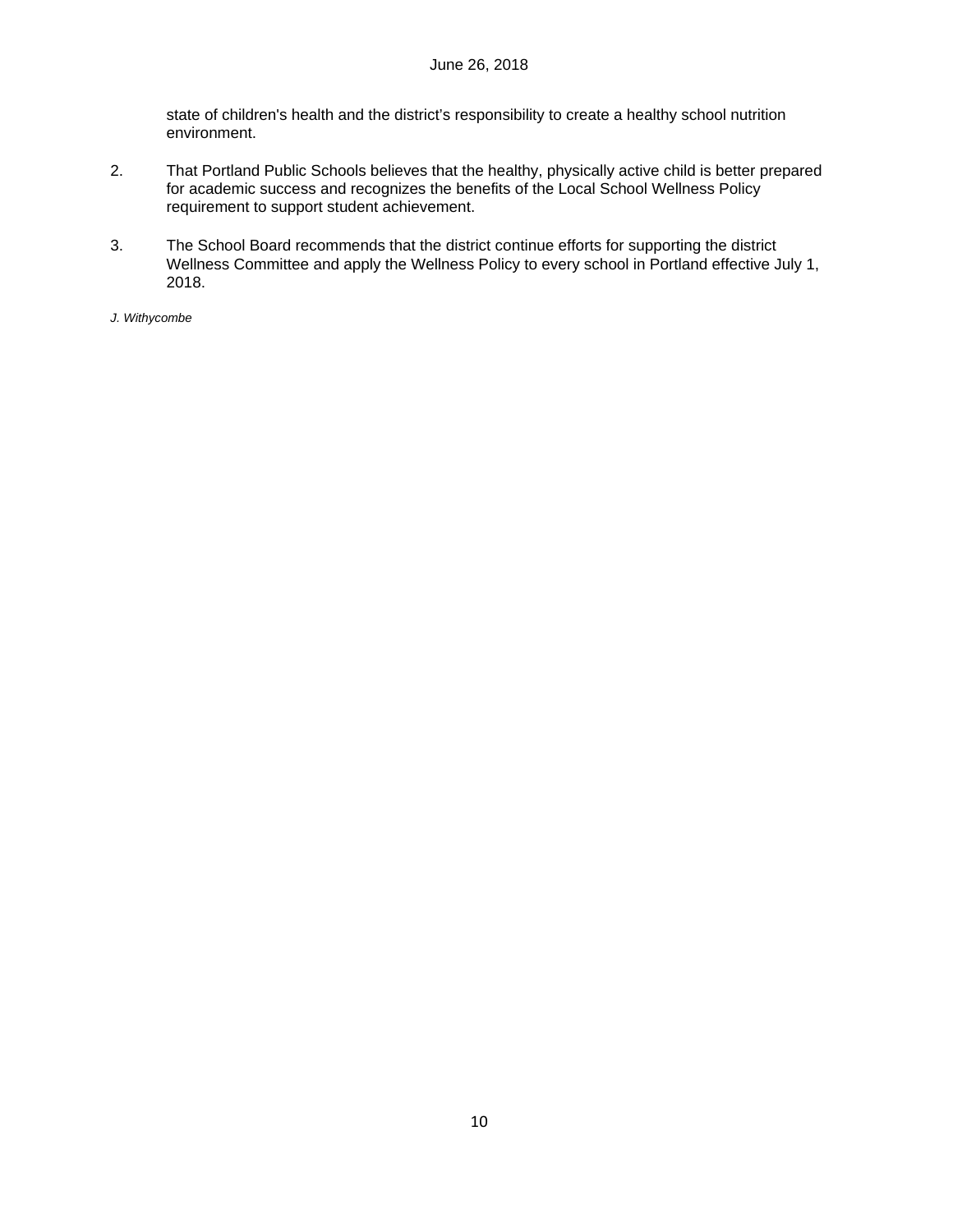state of children's health and the district's responsibility to create a healthy school nutrition environment.

2. That Portland Public Schools believes that the healthy, physically active child is better prepared for academic success and recognizes the benefits of the Local School Wellness Policy requirement to support student achievement.

3. The School Board recommends that the district continue efforts for supporting the district Wellness Committee and apply the Wellness Policy to every school in Portland effective July 1, 2018.

*J. Withycombe*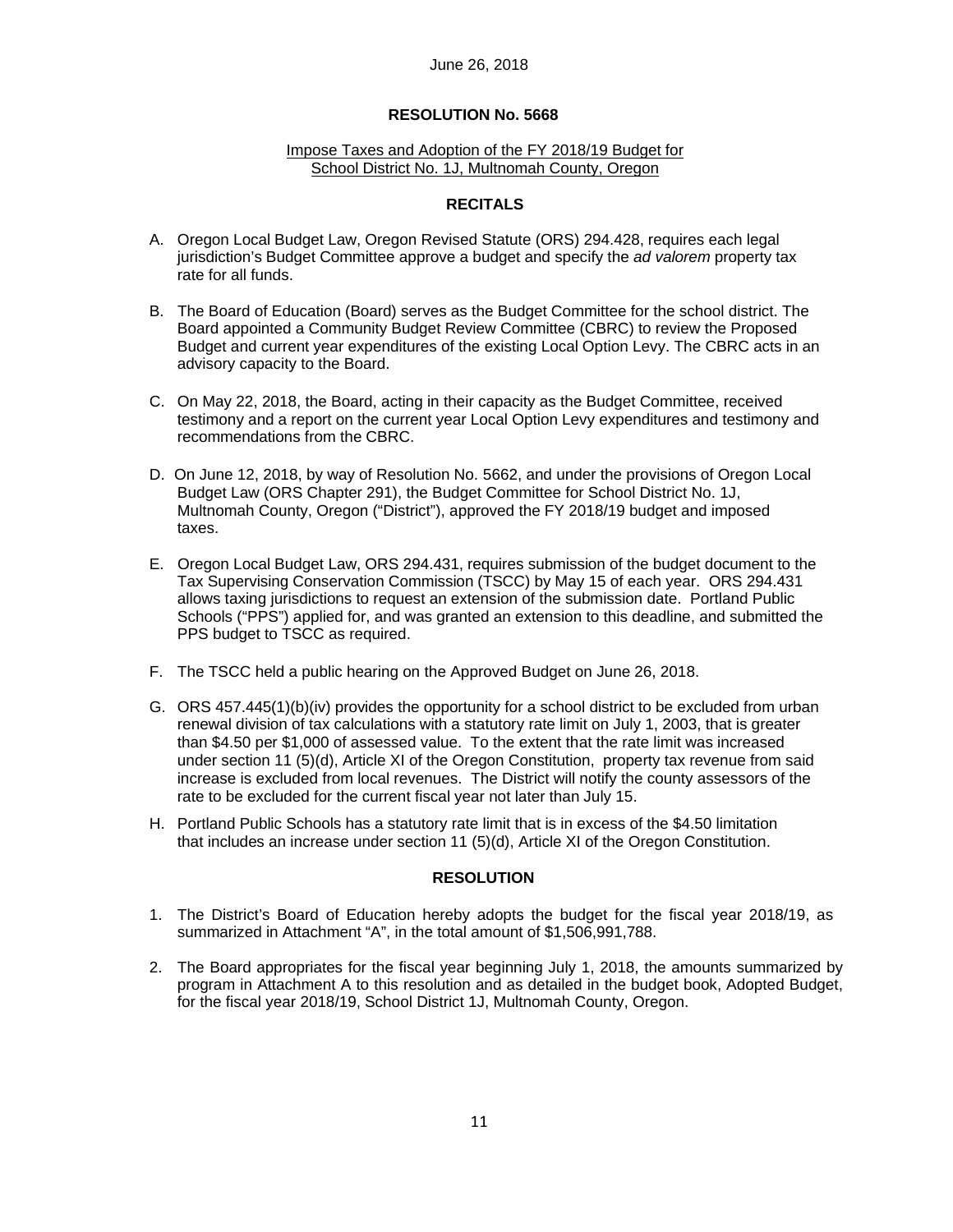June 26, 2018

**RESOLUTION No. 5668**

Impose Taxes and Adoption of the FY 2018/19 Budget for School District No. 1J, Multnomah County, Oregon

**RECITALS**

A. Oregon Local Budget Law, Oregon Revised Statute (ORS) 294.428, requires each legal jurisdiction's Budget Committee approve a budget and specify the *ad valorem* property tax rate for all funds.

B. The Board of Education (Board) serves as the Budget Committee for the school district. The Board appointed a Community Budget Review Committee (CBRC) to review the Proposed Budget and current year expenditures of the existing Local Option Levy. The CBRC acts in an advisory capacity to the Board.

C. On May 22, 2018, the Board, acting in their capacity as the Budget Committee, received testimony and a report on the current year Local Option Levy expenditures and testimony and recommendations from the CBRC.

D. On June 12, 2018, by way of Resolution No. 5662, and under the provisions of Oregon Local Budget Law (ORS Chapter 291), the Budget Committee for School District No. 1J, Multnomah County, Oregon ("District"), approved the FY 2018/19 budget and imposed taxes.

E. Oregon Local Budget Law, ORS 294.431, requires submission of the budget document to the Tax Supervising Conservation Commission (TSCC) by May 15 of each year. ORS 294.431 allows taxing jurisdictions to request an extension of the submission date. Portland Public Schools ("PPS") applied for, and was granted an extension to this deadline, and submitted the PPS budget to TSCC as required.

F. The TSCC held a public hearing on the Approved Budget on June 26, 2018.

G. ORS 457.445(1)(b)(iv) provides the opportunity for a school district to be excluded from urban renewal division of tax calculations with a statutory rate limit on July 1, 2003, that is greater than $4.50 per $1,000 of assessed value. To the extent that the rate limit was increased under section 11 (5)(d), Article XI of the Oregon Constitution, property tax revenue from said increase is excluded from local revenues. The District will notify the county assessors of the rate to be excluded for the current fiscal year not later than July 15.

H. Portland Public Schools has a statutory rate limit that is in excess of the $4.50 limitation that includes an increase under section 11 (5)(d), Article XI of the Oregon Constitution.

**RESOLUTION**

1. The District's Board of Education hereby adopts the budget for the fiscal year 2018/19, as summarized in Attachment "A", in the total amount of $1,506,991,788.

2. The Board appropriates for the fiscal year beginning July 1, 2018, the amounts summarized by program in Attachment A to this resolution and as detailed in the budget book, Adopted Budget, for the fiscal year 2018/19, School District 1J, Multnomah County, Oregon.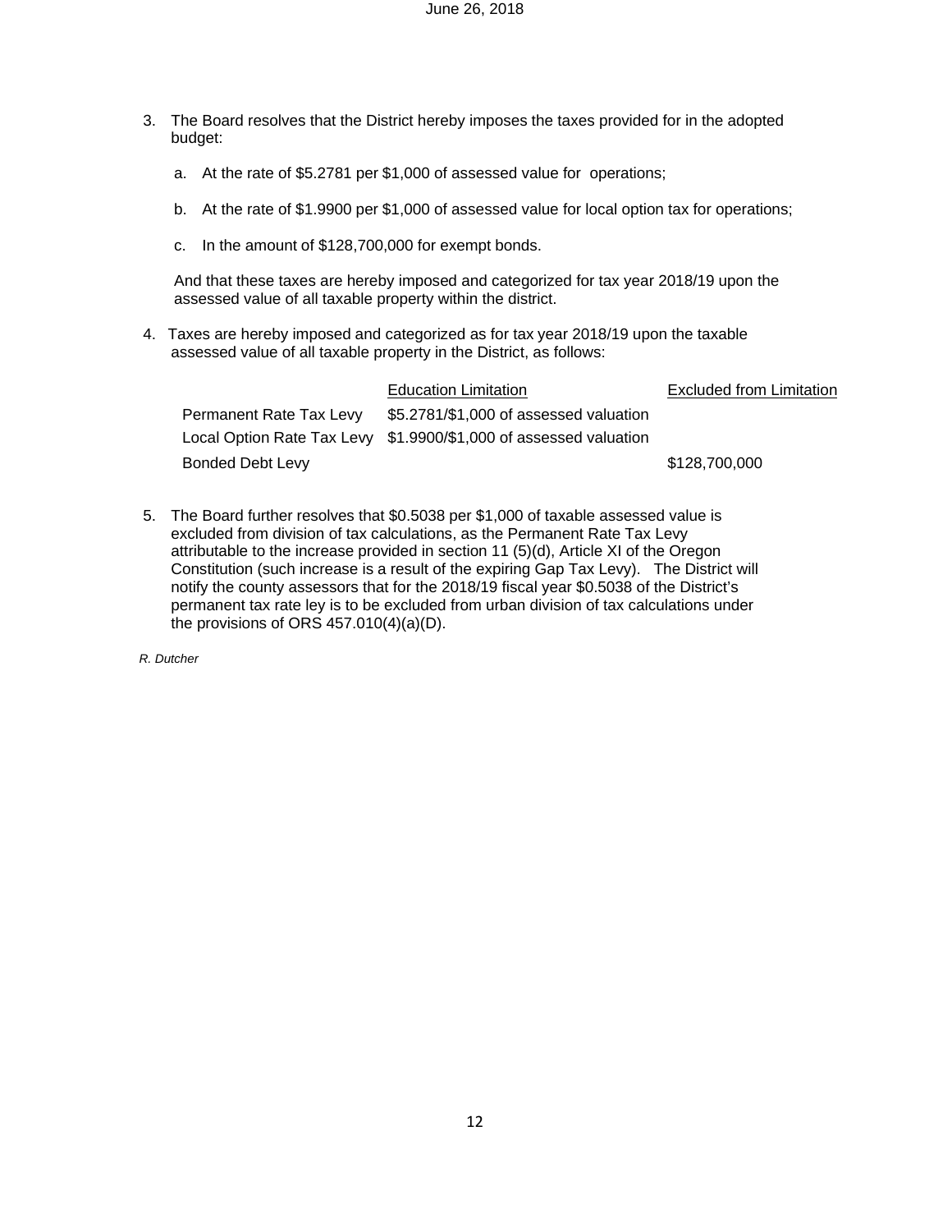3. The Board resolves that the District hereby imposes the taxes provided for in the adopted budget:

   a. At the rate of $5.2781 per $1,000 of assessed value for operations;

   b. At the rate of $1.9900 per $1,000 of assessed value for local option tax for operations;

   c. In the amount of $128,700,000 for exempt bonds.

   And that these taxes are hereby imposed and categorized for tax year 2018/19 upon the assessed value of all taxable property within the district.

4. Taxes are hereby imposed and categorized as for tax year 2018/19 upon the taxable assessed value of all taxable property in the District, as follows:

| | Education Limitation | Excluded from Limitation |
|---|---|---|
| Permanent Rate Tax Levy | $5.2781/$1,000 of assessed valuation | |
| Local Option Rate Tax Levy | $1.9900/$1,000 of assessed valuation | |
| Bonded Debt Levy | | $128,700,000 |

5. The Board further resolves that $0.5038 per $1,000 of taxable assessed value is excluded from division of tax calculations, as the Permanent Rate Tax Levy attributable to the increase provided in section 11 (5)(d), Article XI of the Oregon Constitution (such increase is a result of the expiring Gap Tax Levy). The District will notify the county assessors that for the 2018/19 fiscal year $0.5038 of the District's permanent tax rate ley is to be excluded from urban division of tax calculations under the provisions of ORS 457.010(4)(a)(D).

*R. Dutcher*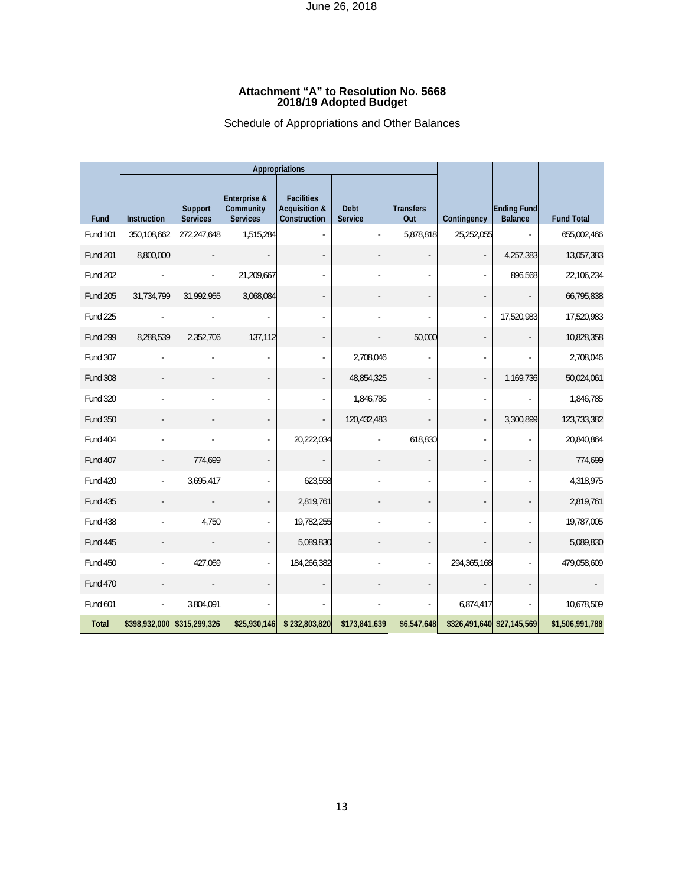### Attachment “A” to Resolution No. 5668
### 2018/19 Adopted Budget

Schedule of Appropriations and Other Balances

| | Appropriations | | | | | | | | |
|---|---|---|---|---|---|---|---|---|---|
| Fund | Instruction | Support Services | Enterprise & Community Services | Facilities Acquisition & Construction | Debt Service | Transfers Out | Contingency | Ending Fund Balance | Fund Total |
| Fund 101 | 350,108,662 | 272,247,648 | 1,515,284 | - | - | 5,878,818 | 25,252,055 | - | 655,002,466 |
| Fund 201 | 8,800,000 | - | - | - | - | - | - | 4,257,383 | 13,057,383 |
| Fund 202 | - | - | 21,209,667 | - | - | - | - | 896,568 | 22,106,234 |
| Fund 205 | 31,734,799 | 31,992,955 | 3,068,084 | - | - | - | - | - | 66,795,838 |
| Fund 225 | - | - | - | - | - | - | - | 17,520,983 | 17,520,983 |
| Fund 299 | 8,288,539 | 2,352,706 | 137,112 | - | - | 50,000 | - | - | 10,828,358 |
| Fund 307 | - | - | - | - | 2,708,046 | - | - | - | 2,708,046 |
| Fund 308 | - | - | - | - | 48,854,325 | - | - | 1,169,736 | 50,024,061 |
| Fund 320 | - | - | - | - | 1,846,785 | - | - | - | 1,846,785 |
| Fund 350 | - | - | - | - | 120,432,483 | - | - | 3,300,899 | 123,733,382 |
| Fund 404 | - | - | - | 20,222,034 | - | 618,830 | - | - | 20,840,864 |
| Fund 407 | - | 774,699 | - | - | - | - | - | - | 774,699 |
| Fund 420 | - | 3,695,417 | - | 623,558 | - | - | - | - | 4,318,975 |
| Fund 435 | - | - | - | 2,819,761 | - | - | - | - | 2,819,761 |
| Fund 438 | - | 4,750 | - | 19,782,255 | - | - | - | - | 19,787,005 |
| Fund 445 | - | - | - | 5,089,830 | - | - | - | - | 5,089,830 |
| Fund 450 | - | 427,059 | - | 184,266,382 | - | - | 294,365,168 | - | 479,058,609 |
| Fund 470 | - | - | - | - | - | - | - | - | - |
| Fund 601 | - | 3,804,091 | - | - | - | - | 6,874,417 | - | 10,678,509 |
| **Total** | **$398,932,000** | **$315,299,326** | **$25,930,146** | **$ 232,803,820** | **$173,841,639** | **$6,547,648** | **$326,491,640** | **$27,145,569** | **$1,506,991,788** |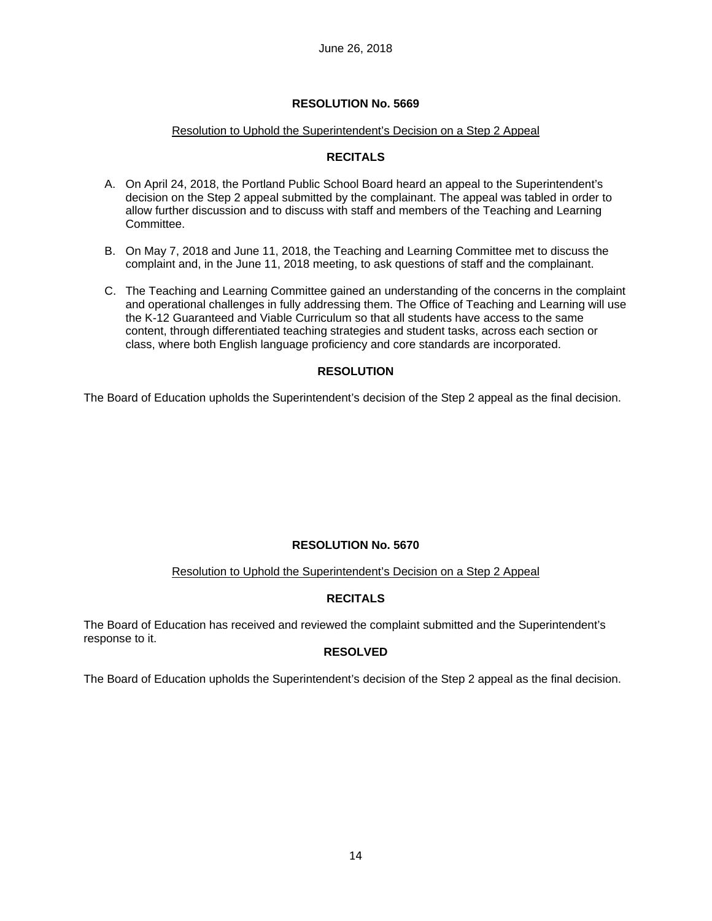June 26, 2018

## RESOLUTION No. 5669

Resolution to Uphold the Superintendent's Decision on a Step 2 Appeal

### RECITALS

A. On April 24, 2018, the Portland Public School Board heard an appeal to the Superintendent's decision on the Step 2 appeal submitted by the complainant. The appeal was tabled in order to allow further discussion and to discuss with staff and members of the Teaching and Learning Committee.

B. On May 7, 2018 and June 11, 2018, the Teaching and Learning Committee met to discuss the complaint and, in the June 11, 2018 meeting, to ask questions of staff and the complainant.

C. The Teaching and Learning Committee gained an understanding of the concerns in the complaint and operational challenges in fully addressing them. The Office of Teaching and Learning will use the K-12 Guaranteed and Viable Curriculum so that all students have access to the same content, through differentiated teaching strategies and student tasks, across each section or class, where both English language proficiency and core standards are incorporated.

### RESOLUTION

The Board of Education upholds the Superintendent's decision of the Step 2 appeal as the final decision.

## RESOLUTION No. 5670

Resolution to Uphold the Superintendent's Decision on a Step 2 Appeal

### RECITALS

The Board of Education has received and reviewed the complaint submitted and the Superintendent's response to it.

### RESOLVED

The Board of Education upholds the Superintendent's decision of the Step 2 appeal as the final decision.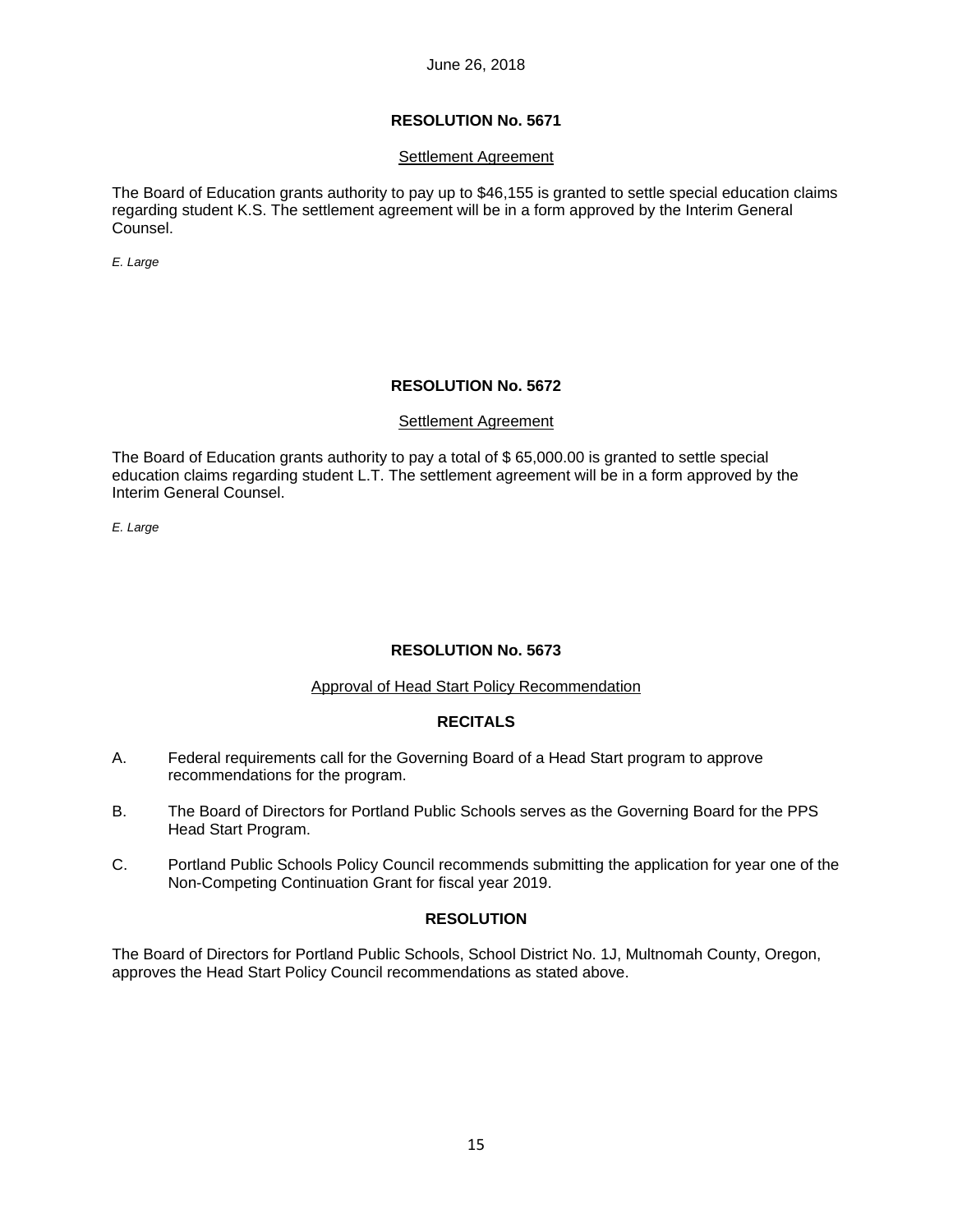June 26, 2018

## RESOLUTION No. 5671

Settlement Agreement

The Board of Education grants authority to pay up to $46,155 is granted to settle special education claims regarding student K.S. The settlement agreement will be in a form approved by the Interim General Counsel.

*E. Large*

## RESOLUTION No. 5672

Settlement Agreement

The Board of Education grants authority to pay a total of $ 65,000.00 is granted to settle special education claims regarding student L.T. The settlement agreement will be in a form approved by the Interim General Counsel.

*E. Large*

## RESOLUTION No. 5673

Approval of Head Start Policy Recommendation

### RECITALS

A. Federal requirements call for the Governing Board of a Head Start program to approve recommendations for the program.

B. The Board of Directors for Portland Public Schools serves as the Governing Board for the PPS Head Start Program.

C. Portland Public Schools Policy Council recommends submitting the application for year one of the Non-Competing Continuation Grant for fiscal year 2019.

### RESOLUTION

The Board of Directors for Portland Public Schools, School District No. 1J, Multnomah County, Oregon, approves the Head Start Policy Council recommendations as stated above.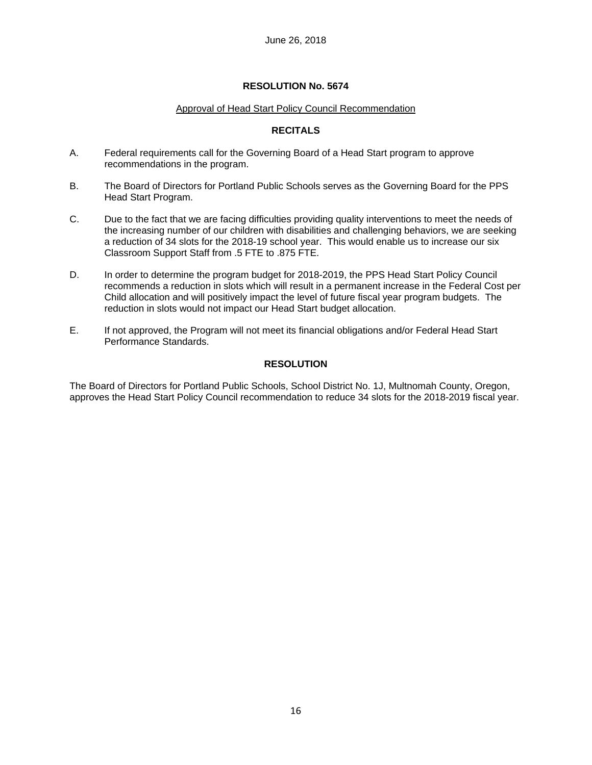June 26, 2018

## RESOLUTION No. 5674

Approval of Head Start Policy Council Recommendation

### RECITALS

A. Federal requirements call for the Governing Board of a Head Start program to approve recommendations in the program.

B. The Board of Directors for Portland Public Schools serves as the Governing Board for the PPS Head Start Program.

C. Due to the fact that we are facing difficulties providing quality interventions to meet the needs of the increasing number of our children with disabilities and challenging behaviors, we are seeking a reduction of 34 slots for the 2018-19 school year. This would enable us to increase our six Classroom Support Staff from .5 FTE to .875 FTE.

D. In order to determine the program budget for 2018-2019, the PPS Head Start Policy Council recommends a reduction in slots which will result in a permanent increase in the Federal Cost per Child allocation and will positively impact the level of future fiscal year program budgets. The reduction in slots would not impact our Head Start budget allocation.

E. If not approved, the Program will not meet its financial obligations and/or Federal Head Start Performance Standards.

### RESOLUTION

The Board of Directors for Portland Public Schools, School District No. 1J, Multnomah County, Oregon, approves the Head Start Policy Council recommendation to reduce 34 slots for the 2018-2019 fiscal year.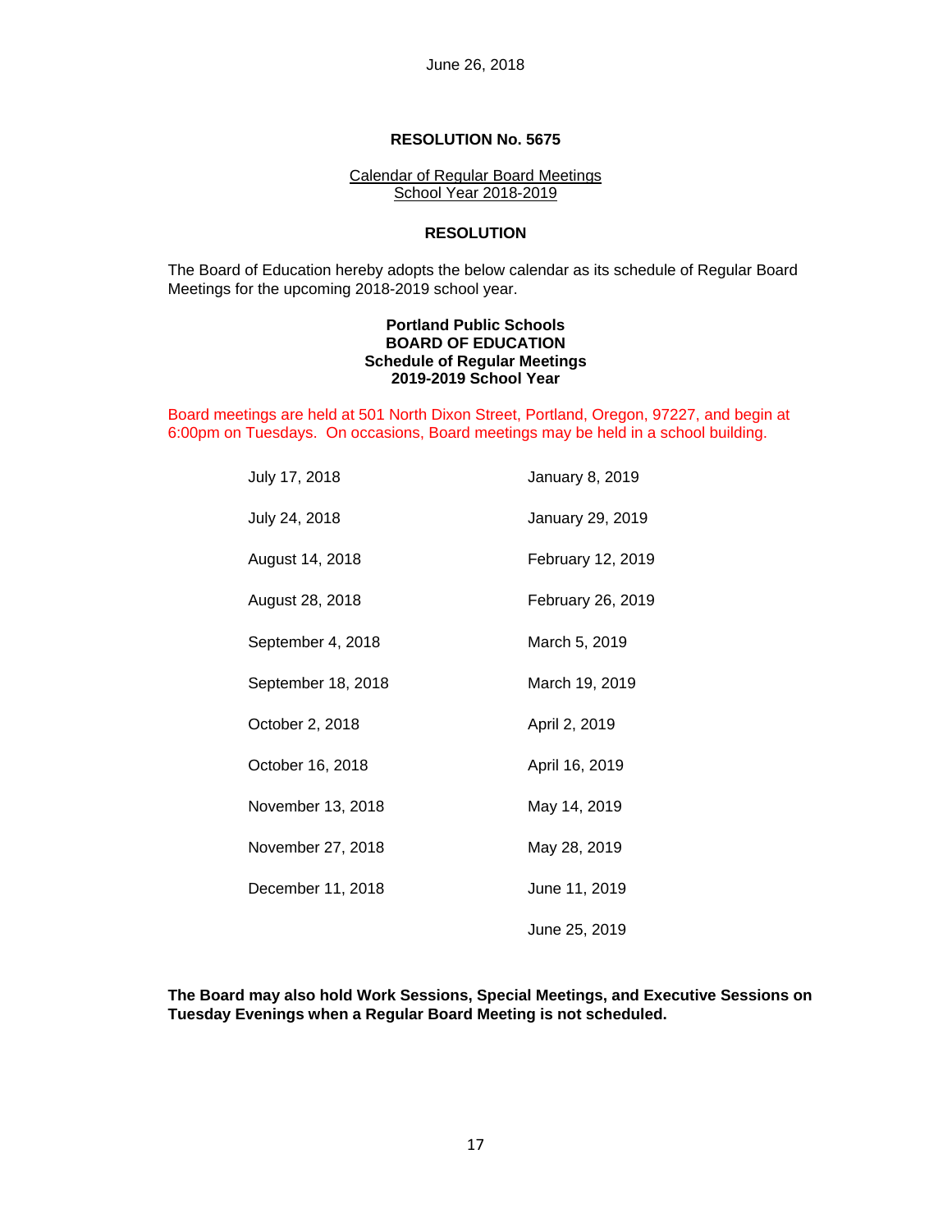June 26, 2018

**RESOLUTION No. 5675**

Calendar of Regular Board Meetings
School Year 2018-2019

**RESOLUTION**

The Board of Education hereby adopts the below calendar as its schedule of Regular Board Meetings for the upcoming 2018-2019 school year.

**Portland Public Schools**
**BOARD OF EDUCATION**
**Schedule of Regular Meetings**
**2019-2019 School Year**

Board meetings are held at 501 North Dixon Street, Portland, Oregon, 97227, and begin at 6:00pm on Tuesdays. On occasions, Board meetings may be held in a school building.

| | |
|---|---|
| July 17, 2018 | January 8, 2019 |
| July 24, 2018 | January 29, 2019 |
| August 14, 2018 | February 12, 2019 |
| August 28, 2018 | February 26, 2019 |
| September 4, 2018 | March 5, 2019 |
| September 18, 2018 | March 19, 2019 |
| October 2, 2018 | April 2, 2019 |
| October 16, 2018 | April 16, 2019 |
| November 13, 2018 | May 14, 2019 |
| November 27, 2018 | May 28, 2019 |
| December 11, 2018 | June 11, 2019 |
| | June 25, 2019 |

**The Board may also hold Work Sessions, Special Meetings, and Executive Sessions on Tuesday Evenings when a Regular Board Meeting is not scheduled.**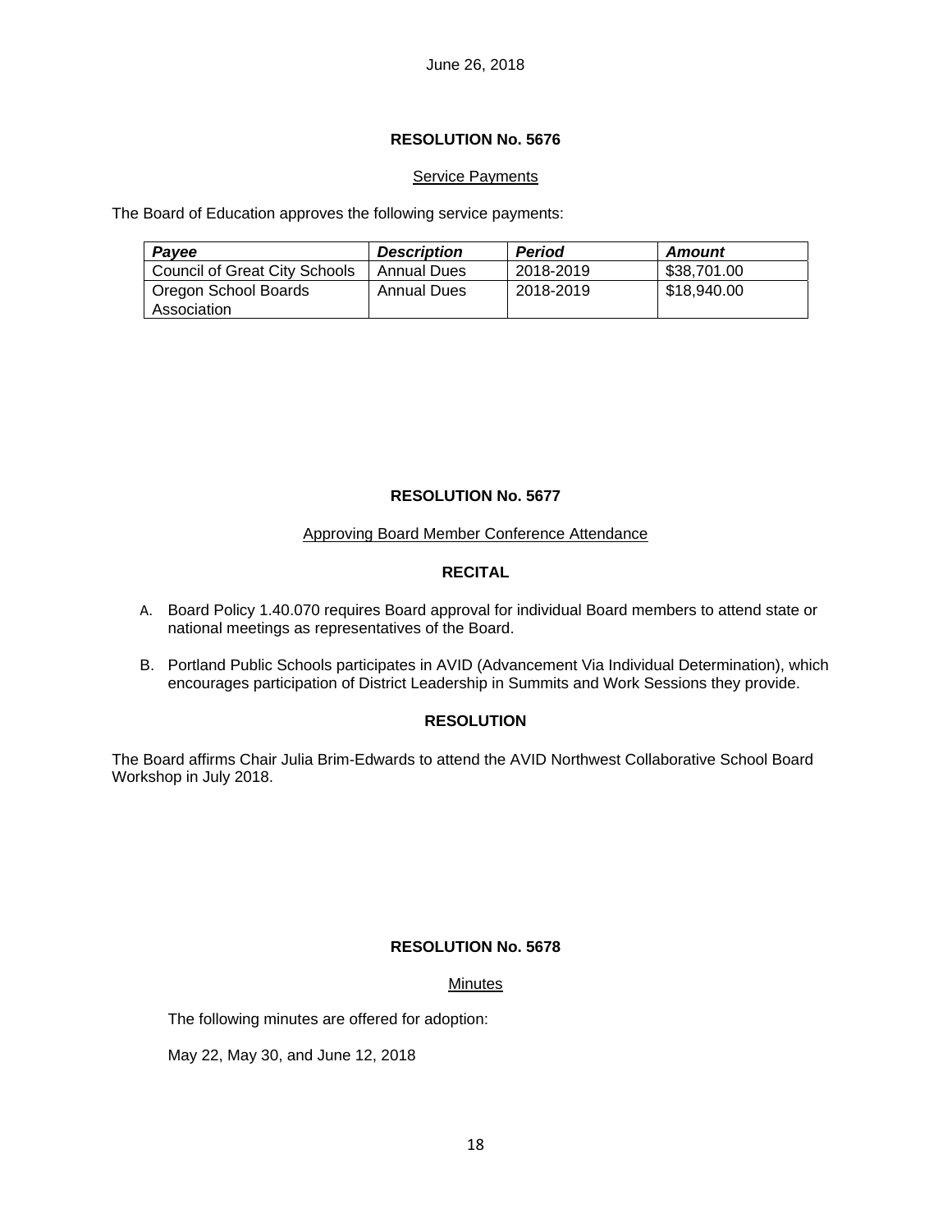June 26, 2018

## RESOLUTION No. 5676

Service Payments

The Board of Education approves the following service payments:

| ***Payee*** | ***Description*** | ***Period*** | ***Amount*** |
|---|---|---|---|
| Council of Great City Schools | Annual Dues | 2018-2019 | $38,701.00 |
| Oregon School Boards Association | Annual Dues | 2018-2019 | $18,940.00 |

## RESOLUTION No. 5677

Approving Board Member Conference Attendance

### RECITAL

A. Board Policy 1.40.070 requires Board approval for individual Board members to attend state or national meetings as representatives of the Board.

B. Portland Public Schools participates in AVID (Advancement Via Individual Determination), which encourages participation of District Leadership in Summits and Work Sessions they provide.

### RESOLUTION

The Board affirms Chair Julia Brim-Edwards to attend the AVID Northwest Collaborative School Board Workshop in July 2018.

## RESOLUTION No. 5678

Minutes

The following minutes are offered for adoption:

May 22, May 30, and June 12, 2018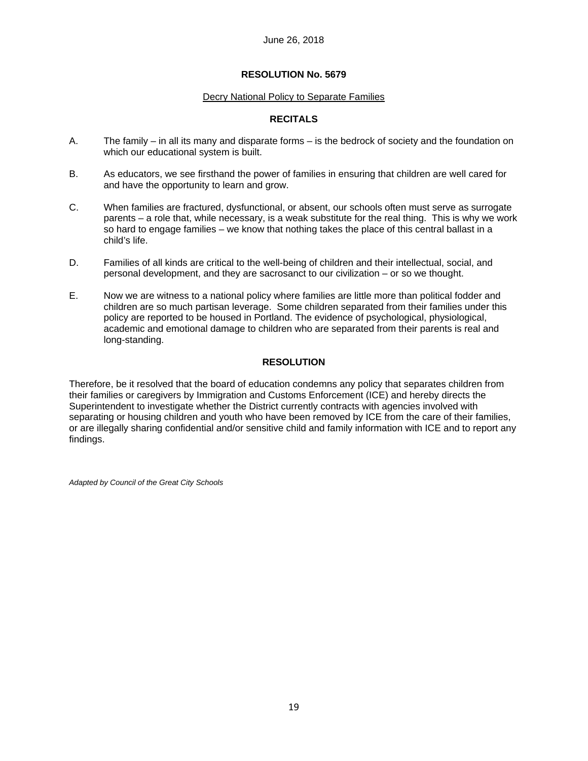June 26, 2018

**RESOLUTION No. 5679**

Decry National Policy to Separate Families

**RECITALS**

A. The family – in all its many and disparate forms – is the bedrock of society and the foundation on which our educational system is built.

B. As educators, we see firsthand the power of families in ensuring that children are well cared for and have the opportunity to learn and grow.

C. When families are fractured, dysfunctional, or absent, our schools often must serve as surrogate parents – a role that, while necessary, is a weak substitute for the real thing. This is why we work so hard to engage families – we know that nothing takes the place of this central ballast in a child's life.

D. Families of all kinds are critical to the well-being of children and their intellectual, social, and personal development, and they are sacrosanct to our civilization – or so we thought.

E. Now we are witness to a national policy where families are little more than political fodder and children are so much partisan leverage. Some children separated from their families under this policy are reported to be housed in Portland. The evidence of psychological, physiological, academic and emotional damage to children who are separated from their parents is real and long-standing.

**RESOLUTION**

Therefore, be it resolved that the board of education condemns any policy that separates children from their families or caregivers by Immigration and Customs Enforcement (ICE) and hereby directs the Superintendent to investigate whether the District currently contracts with agencies involved with separating or housing children and youth who have been removed by ICE from the care of their families, or are illegally sharing confidential and/or sensitive child and family information with ICE and to report any findings.

*Adapted by Council of the Great City Schools*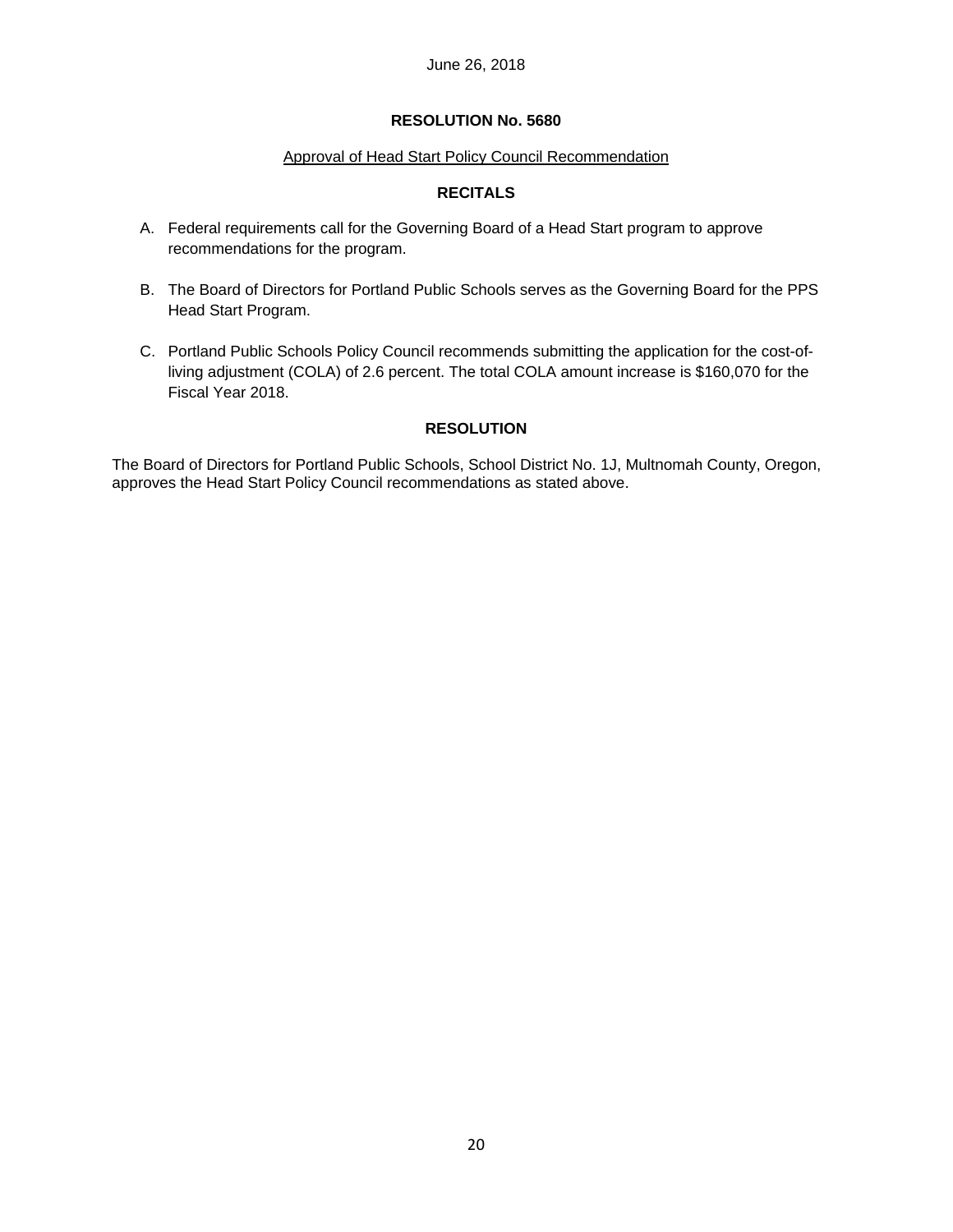June 26, 2018

# RESOLUTION No. 5680

Approval of Head Start Policy Council Recommendation

## RECITALS

A. Federal requirements call for the Governing Board of a Head Start program to approve recommendations for the program.

B. The Board of Directors for Portland Public Schools serves as the Governing Board for the PPS Head Start Program.

C. Portland Public Schools Policy Council recommends submitting the application for the cost-of-living adjustment (COLA) of 2.6 percent. The total COLA amount increase is $160,070 for the Fiscal Year 2018.

## RESOLUTION

The Board of Directors for Portland Public Schools, School District No. 1J, Multnomah County, Oregon, approves the Head Start Policy Council recommendations as stated above.